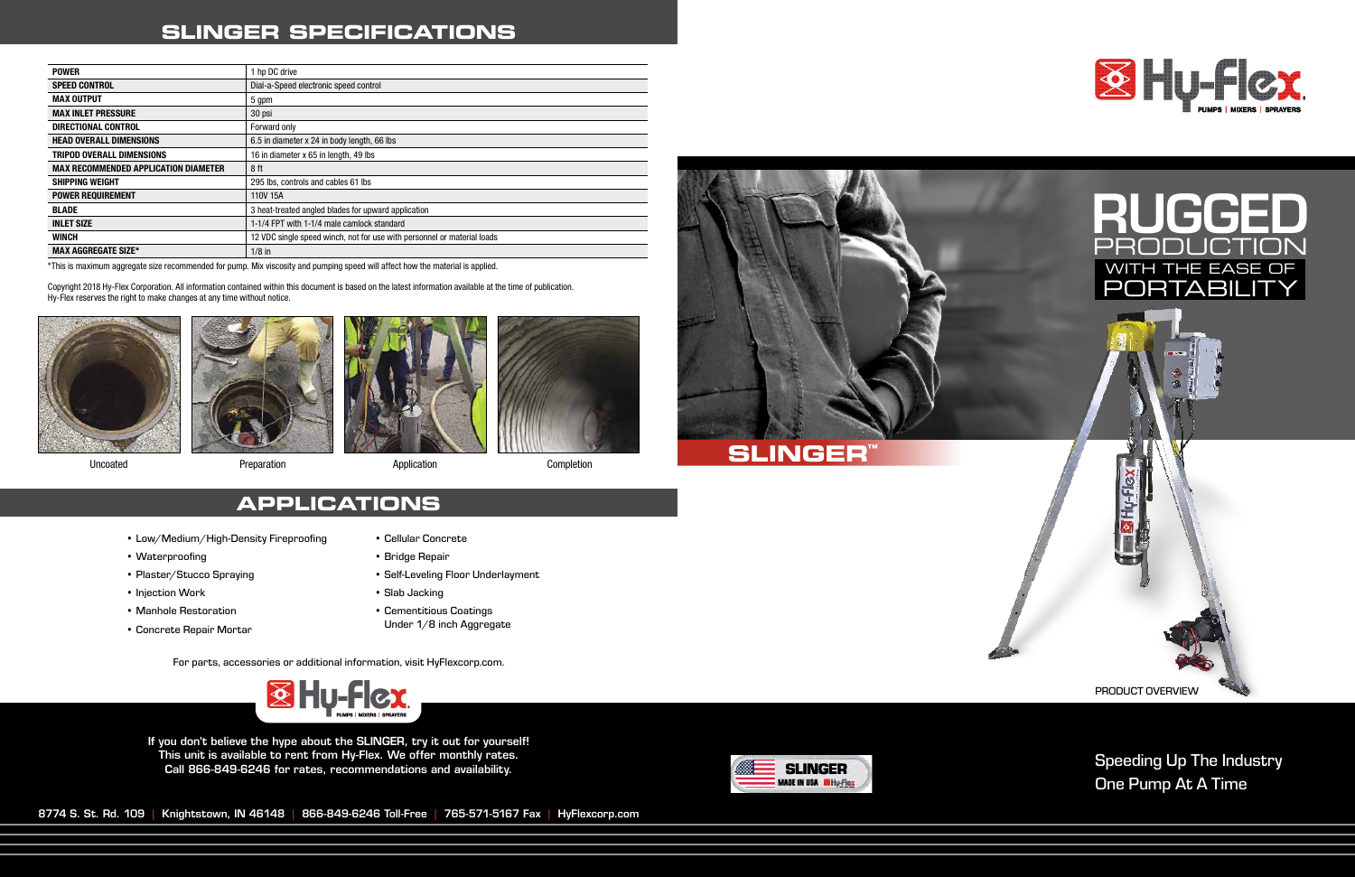## SLINGER SPECIFICATIONS

| | |
|---|---|
| **POWER** | 1 hp DC drive |
| **SPEED CONTROL** | Dial-a-Speed electronic speed control |
| **MAX OUTPUT** | 5 gpm |
| **MAX INLET PRESSURE** | 30 psi |
| **DIRECTIONAL CONTROL** | Forward only |
| **HEAD OVERALL DIMENSIONS** | 6.5 in diameter x 24 in body length, 66 lbs |
| **TRIPOD OVERALL DIMENSIONS** | 16 in diameter x 65 in length, 49 lbs |
| **MAX RECOMMENDED APPLICATION DIAMETER** | 8 ft |
| **SHIPPING WEIGHT** | 295 lbs, controls and cables 61 lbs |
| **POWER REQUIREMENT** | 110V 15A |
| **BLADE** | 3 heat-treated angled blades for upward application |
| **INLET SIZE** | 1-1/4 FPT with 1-1/4 male camlock standard |
| **WINCH** | 12 VDC single speed winch, not for use with personnel or material loads |
| **MAX AGGREGATE SIZE*** | 1/8 in |

*This is maximum aggregate size recommended for pump. Mix viscosity and pumping speed will affect how the material is applied.

Copyright 2018 Hy-Flex Corporation. All information contained within this document is based on the latest information available at the time of publication. Hy-Flex reserves the right to make changes at any time without notice.

Uncoated

Preparation

Application

Completion

## APPLICATIONS

- Low/Medium/High-Density Fireproofing
- Waterproofing
- Plaster/Stucco Spraying
- Injection Work
- Manhole Restoration
- Concrete Repair Mortar
- Cellular Concrete
- Bridge Repair
- Self-Leveling Floor Underlayment
- Slab Jacking
- Cementitious Coatings Under 1/8 inch Aggregate

For parts, accessories or additional information, visit HyFlexcorp.com.

Hy-Flex PUMPS | MIXERS | SPRAYERS

**If you don't believe the hype about the SLINGER, try it out for yourself! This unit is available to rent from Hy-Flex. We offer monthly rates. Call 866-849-6246 for rates, recommendations and availability.**

8774 S. St. Rd. 109 | Knightstown, IN 46148 | 866-849-6246 Toll-Free | 765-571-5167 Fax | HyFlexcorp.com

SLINGER MADE IN USA Hy-Flex

Hy-Flex PUMPS | MIXERS | SPRAYERS

# RUGGED PRODUCTION

## WITH THE EASE OF PORTABILITY

# SLINGER™

PRODUCT OVERVIEW

Speeding Up The Industry
One Pump At A Time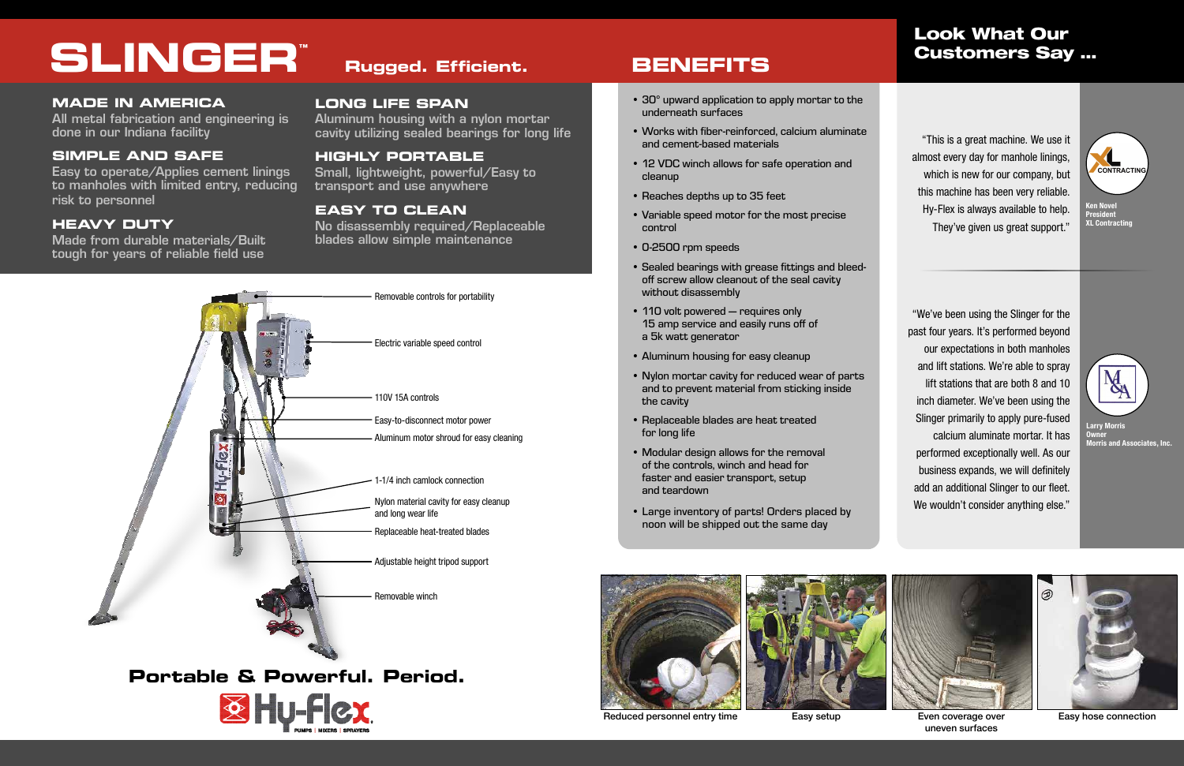# SLINGER™

**Rugged. Efficient.**

### MADE IN AMERICA

All metal fabrication and engineering is done in our Indiana facility

### SIMPLE AND SAFE

Easy to operate/Applies cement linings to manholes with limited entry, reducing risk to personnel

### HEAVY DUTY

Made from durable materials/Built tough for years of reliable field use

### LONG LIFE SPAN

Aluminum housing with a nylon mortar cavity utilizing sealed bearings for long life

### HIGHLY PORTABLE

Small, lightweight, powerful/Easy to transport and use anywhere

### EASY TO CLEAN

No disassembly required/Replaceable blades allow simple maintenance

Removable controls for portability

Electric variable speed control

110V 15A controls

Easy-to-disconnect motor power

Aluminum motor shroud for easy cleaning

1-1/4 inch camlock connection

Nylon material cavity for easy cleanup and long wear life

Replaceable heat-treated blades

Adjustable height tripod support

Removable winch

**Portable & Powerful. Period.**

Hy-Flex — PUMPS | MIXERS | SPRAYERS

## BENEFITS

- 30° upward application to apply mortar to the underneath surfaces
- Works with fiber-reinforced, calcium aluminate and cement-based materials
- 12 VDC winch allows for safe operation and cleanup
- Reaches depths up to 35 feet
- Variable speed motor for the most precise control
- 0-2500 rpm speeds
- Sealed bearings with grease fittings and bleed-off screw allow cleanout of the seal cavity without disassembly
- 110 volt powered — requires only 15 amp service and easily runs off of a 5k watt generator
- Aluminum housing for easy cleanup
- Nylon mortar cavity for reduced wear of parts and to prevent material from sticking inside the cavity
- Replaceable blades are heat treated for long life
- Modular design allows for the removal of the controls, winch and head for faster and easier transport, setup and teardown
- Large inventory of parts! Orders placed by noon will be shipped out the same day

## Look What Our Customers Say ...

"This is a great machine. We use it almost every day for manhole linings, which is new for our company, but this machine has been very reliable. Hy-Flex is always available to help. They've given us great support."

**Ken Novel**
**President**
**XL Contracting**

"We've been using the Slinger for the past four years. It's performed beyond our expectations in both manholes and lift stations. We're able to spray lift stations that are both 8 and 10 inch diameter. We've been using the Slinger primarily to apply pure-fused calcium aluminate mortar. It has performed exceptionally well. As our business expands, we will definitely add an additional Slinger to our fleet. We wouldn't consider anything else."

**Larry Morris**
**Owner**
**Morris and Associates, Inc.**

Reduced personnel entry time

Easy setup

Even coverage over uneven surfaces

Easy hose connection